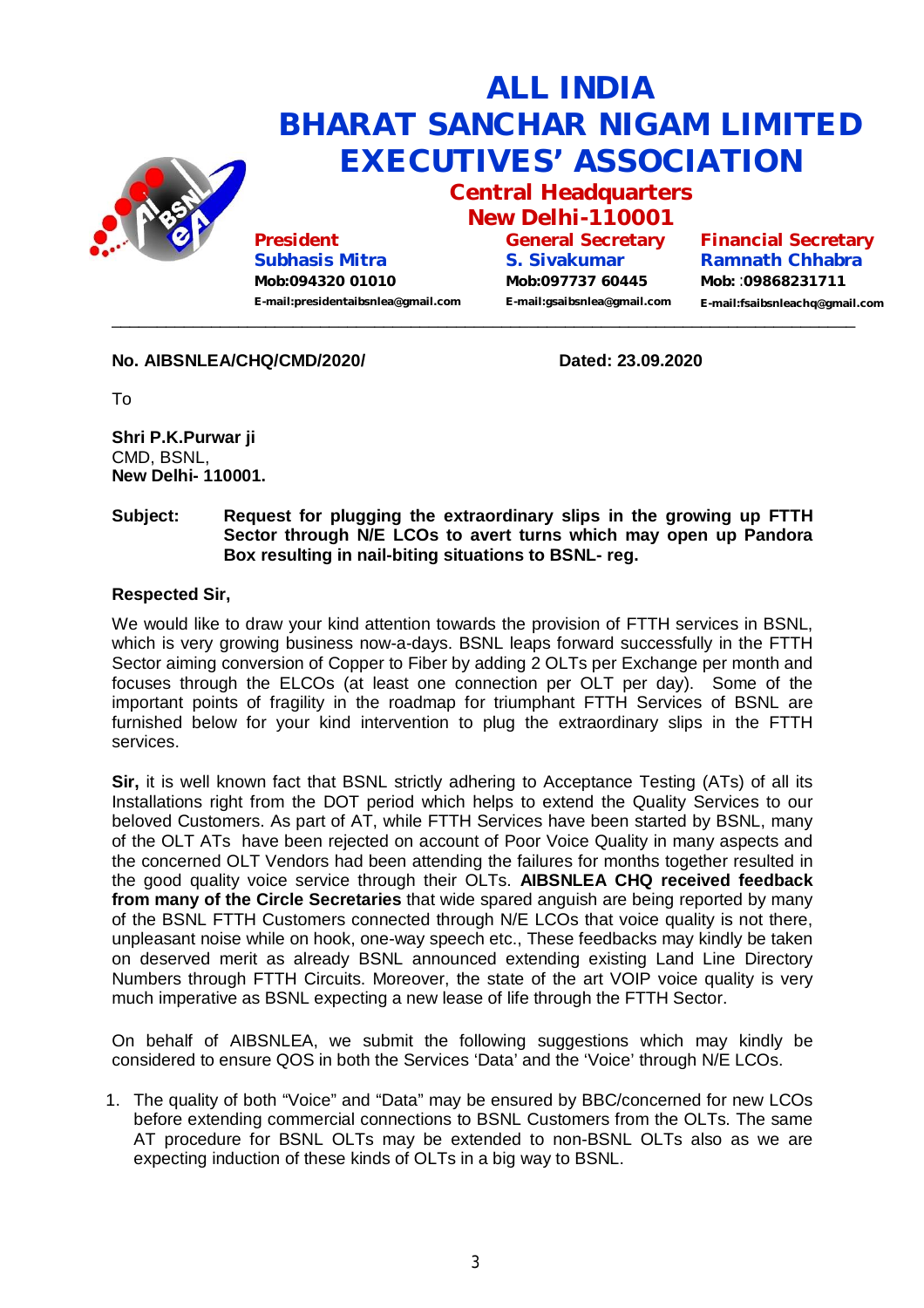# ALL INDIA BHARAT SANCHAR NIGAM LIMITED EXECUTIVES' ASSOCIATION

## Central Headquarters
## New Delhi-110001

**President**
**Subhasis Mitra**
**Mob:094320 01010**
**E-mail:presidentaibsnlea@gmail.com**

**General Secretary**
**S. Sivakumar**
**Mob:097737 60445**
**E-mail:gsaibsnlea@gmail.com**

**Financial Secretary**
**Ramnath Chhabra**
**Mob: :09868231711**
**E-mail:fsaibsnleachq@gmail.com**

---

**No. AIBSNLEA/CHQ/CMD/2020/** **Dated: 23.09.2020**

To

**Shri P.K.Purwar ji**
CMD, BSNL,
**New Delhi- 110001.**

**Subject: Request for plugging the extraordinary slips in the growing up FTTH Sector through N/E LCOs to avert turns which may open up Pandora Box resulting in nail-biting situations to BSNL- reg.**

**Respected Sir,**

We would like to draw your kind attention towards the provision of FTTH services in BSNL, which is very growing business now-a-days. BSNL leaps forward successfully in the FTTH Sector aiming conversion of Copper to Fiber by adding 2 OLTs per Exchange per month and focuses through the ELCOs (at least one connection per OLT per day). Some of the important points of fragility in the roadmap for triumphant FTTH Services of BSNL are furnished below for your kind intervention to plug the extraordinary slips in the FTTH services.

**Sir,** it is well known fact that BSNL strictly adhering to Acceptance Testing (ATs) of all its Installations right from the DOT period which helps to extend the Quality Services to our beloved Customers. As part of AT, while FTTH Services have been started by BSNL, many of the OLT ATs have been rejected on account of Poor Voice Quality in many aspects and the concerned OLT Vendors had been attending the failures for months together resulted in the good quality voice service through their OLTs. **AIBSNLEA CHQ received feedback from many of the Circle Secretaries** that wide spared anguish are being reported by many of the BSNL FTTH Customers connected through N/E LCOs that voice quality is not there, unpleasant noise while on hook, one-way speech etc., These feedbacks may kindly be taken on deserved merit as already BSNL announced extending existing Land Line Directory Numbers through FTTH Circuits. Moreover, the state of the art VOIP voice quality is very much imperative as BSNL expecting a new lease of life through the FTTH Sector.

On behalf of AIBSNLEA, we submit the following suggestions which may kindly be considered to ensure QOS in both the Services 'Data' and the 'Voice' through N/E LCOs.

1. The quality of both "Voice" and "Data" may be ensured by BBC/concerned for new LCOs before extending commercial connections to BSNL Customers from the OLTs. The same AT procedure for BSNL OLTs may be extended to non-BSNL OLTs also as we are expecting induction of these kinds of OLTs in a big way to BSNL.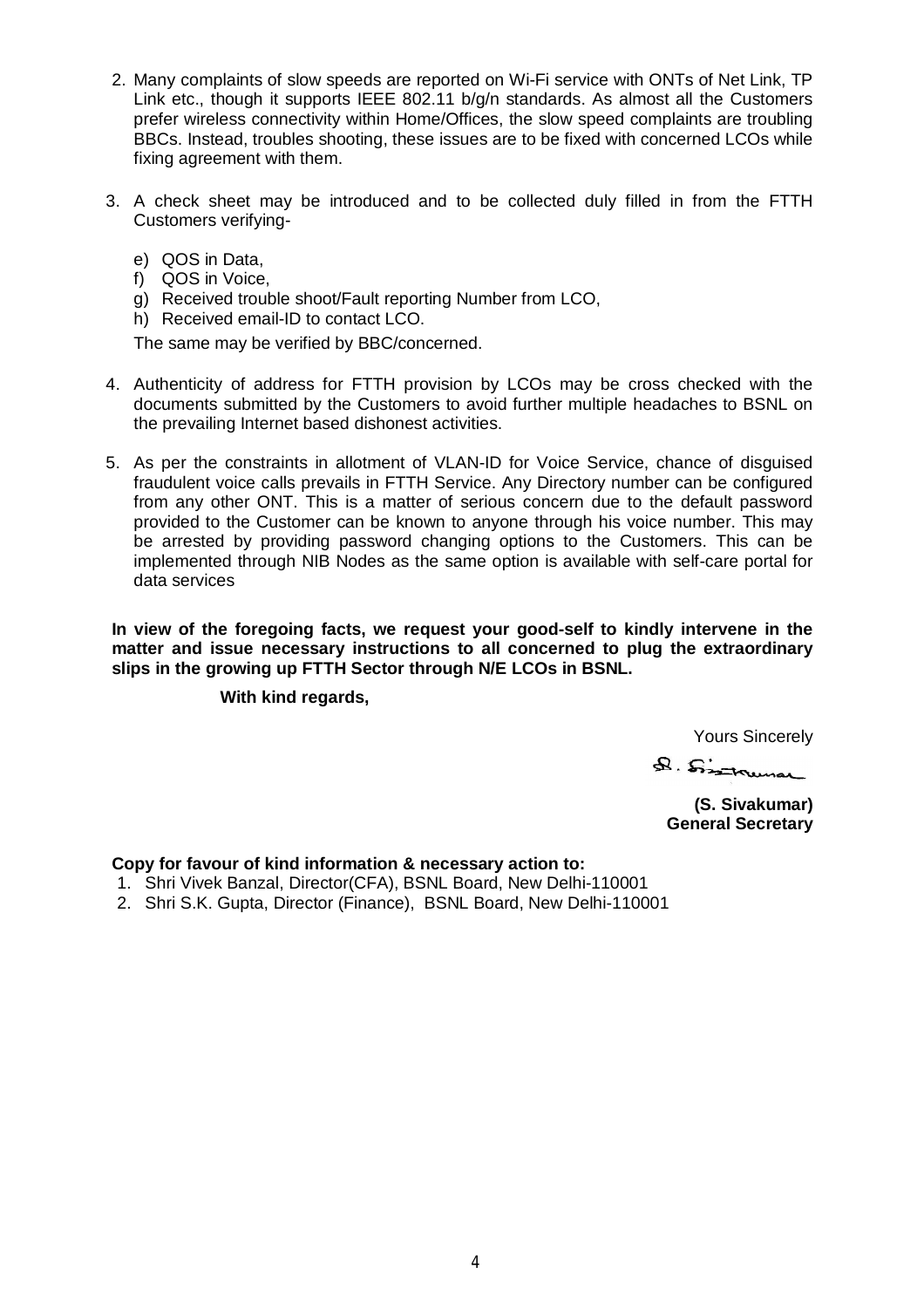2. Many complaints of slow speeds are reported on Wi-Fi service with ONTs of Net Link, TP Link etc., though it supports IEEE 802.11 b/g/n standards. As almost all the Customers prefer wireless connectivity within Home/Offices, the slow speed complaints are troubling BBCs. Instead, troubles shooting, these issues are to be fixed with concerned LCOs while fixing agreement with them.

3. A check sheet may be introduced and to be collected duly filled in from the FTTH Customers verifying-

   e) QOS in Data,
   f) QOS in Voice,
   g) Received trouble shoot/Fault reporting Number from LCO,
   h) Received email-ID to contact LCO.

   The same may be verified by BBC/concerned.

4. Authenticity of address for FTTH provision by LCOs may be cross checked with the documents submitted by the Customers to avoid further multiple headaches to BSNL on the prevailing Internet based dishonest activities.

5. As per the constraints in allotment of VLAN-ID for Voice Service, chance of disguised fraudulent voice calls prevails in FTTH Service. Any Directory number can be configured from any other ONT. This is a matter of serious concern due to the default password provided to the Customer can be known to anyone through his voice number. This may be arrested by providing password changing options to the Customers. This can be implemented through NIB Nodes as the same option is available with self-care portal for data services

**In view of the foregoing facts, we request your good-self to kindly intervene in the matter and issue necessary instructions to all concerned to plug the extraordinary slips in the growing up FTTH Sector through N/E LCOs in BSNL.**

**With kind regards,**

Yours Sincerely

S. Sivakumar

**(S. Sivakumar)**
**General Secretary**

**Copy for favour of kind information & necessary action to:**

1. Shri Vivek Banzal, Director(CFA), BSNL Board, New Delhi-110001
2. Shri S.K. Gupta, Director (Finance), BSNL Board, New Delhi-110001